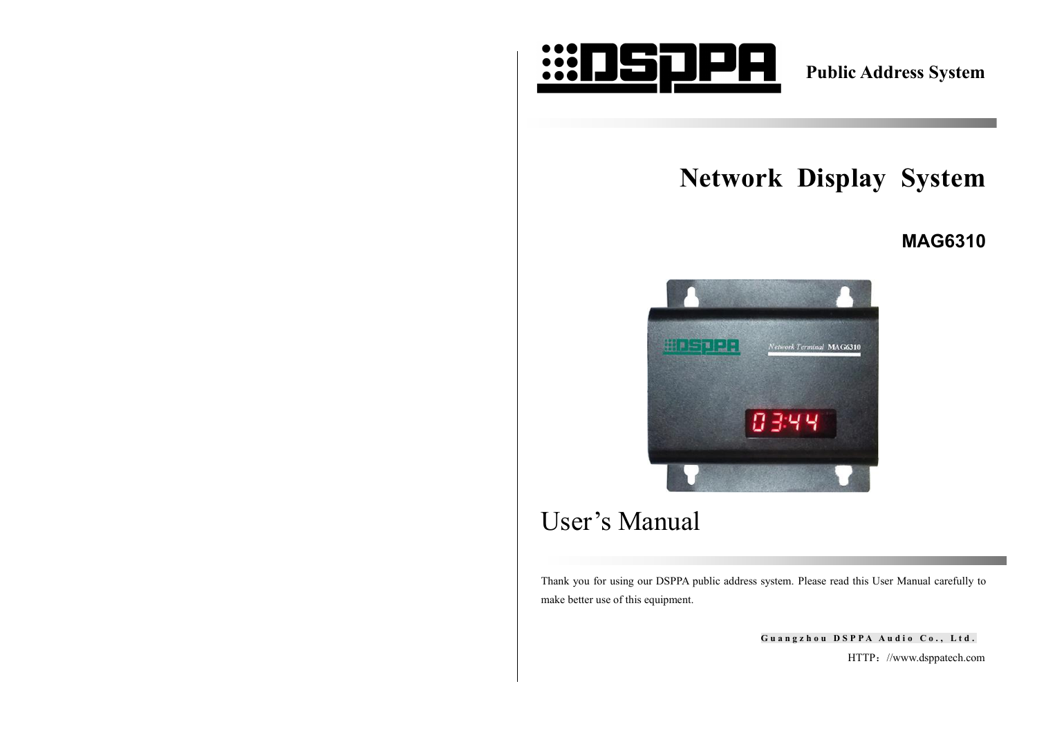**Public Address System**

# Network Display System

## MAG6310

# User's Manual

Thank you for using our DSPPA public address system. Please read this User Manual carefully to make better use of this equipment.

**Guangzhou DSPPA Audio Co., Ltd.**

HTTP：//www.dsppatech.com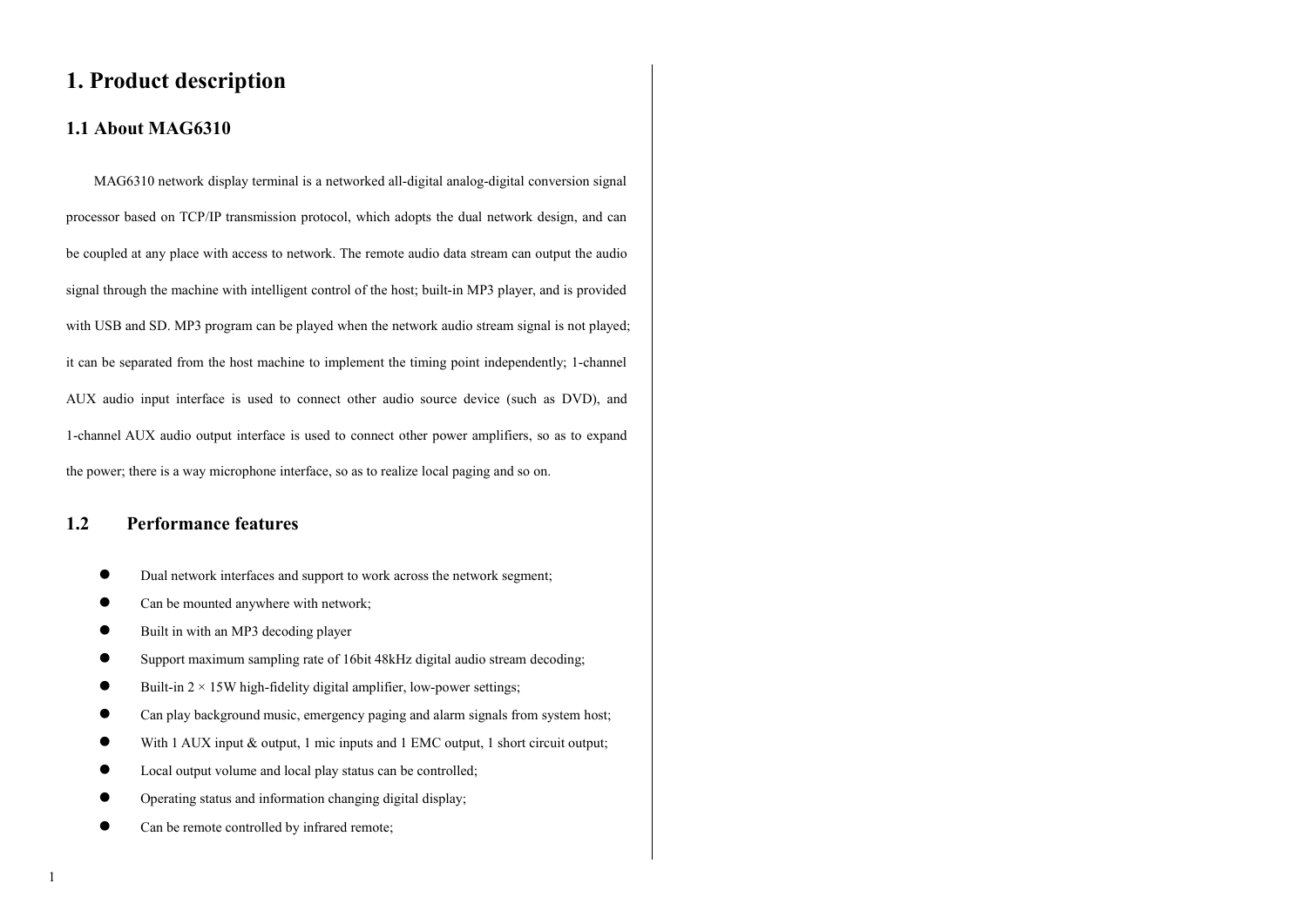# 1. Product description

## 1.1 About MAG6310

MAG6310 network display terminal is a networked all-digital analog-digital conversion signal processor based on TCP/IP transmission protocol, which adopts the dual network design, and can be coupled at any place with access to network. The remote audio data stream can output the audio signal through the machine with intelligent control of the host; built-in MP3 player, and is provided with USB and SD. MP3 program can be played when the network audio stream signal is not played; it can be separated from the host machine to implement the timing point independently; 1-channel AUX audio input interface is used to connect other audio source device (such as DVD), and 1-channel AUX audio output interface is used to connect other power amplifiers, so as to expand the power; there is a way microphone interface, so as to realize local paging and so on.

## 1.2 Performance features

- Dual network interfaces and support to work across the network segment;
- Can be mounted anywhere with network;
- Built in with an MP3 decoding player
- Support maximum sampling rate of 16bit 48kHz digital audio stream decoding;
- Built-in 2 × 15W high-fidelity digital amplifier, low-power settings;
- Can play background music, emergency paging and alarm signals from system host;
- With 1 AUX input & output, 1 mic inputs and 1 EMC output, 1 short circuit output;
- Local output volume and local play status can be controlled;
- Operating status and information changing digital display;
- Can be remote controlled by infrared remote;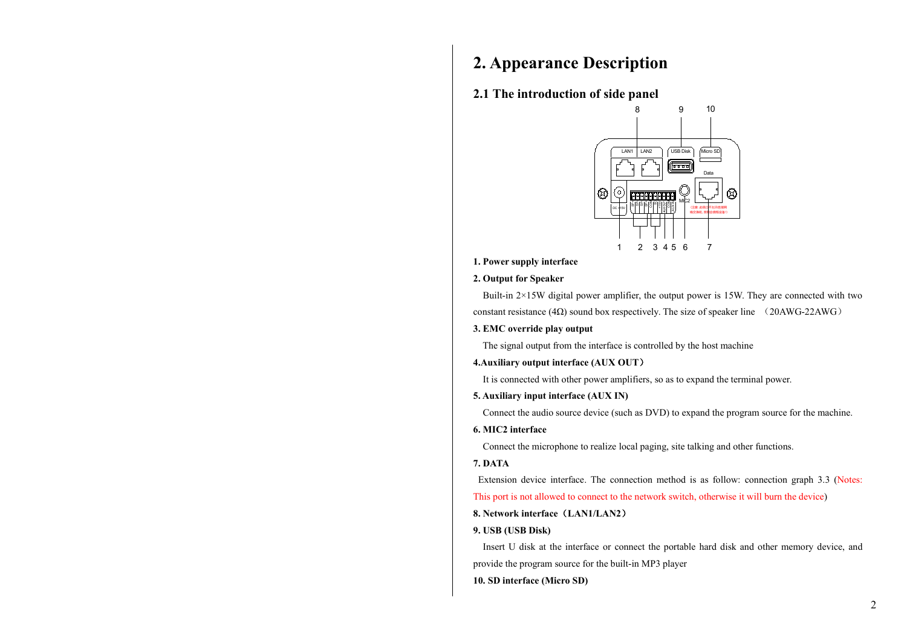# 2. Appearance Description

## 2.1 The introduction of side panel

**1. Power supply interface**

**2. Output for Speaker**

Built-in 2×15W digital power amplifier, the output power is 15W. They are connected with two constant resistance (4Ω) sound box respectively. The size of speaker line （20AWG-22AWG）

**3. EMC override play output**

The signal output from the interface is controlled by the host machine

**4.Auxiliary output interface (AUX OUT）**

It is connected with other power amplifiers, so as to expand the terminal power.

**5. Auxiliary input interface (AUX IN)**

Connect the audio source device (such as DVD) to expand the program source for the machine.

**6. MIC2 interface**

Connect the microphone to realize local paging, site talking and other functions.

**7. DATA**

Extension device interface. The connection method is as follow: connection graph 3.3 (Notes: This port is not allowed to connect to the network switch, otherwise it will burn the device)

**8. Network interface（LAN1/LAN2）**

**9. USB (USB Disk)**

Insert U disk at the interface or connect the portable hard disk and other memory device, and provide the program source for the built-in MP3 player

**10. SD interface (Micro SD)**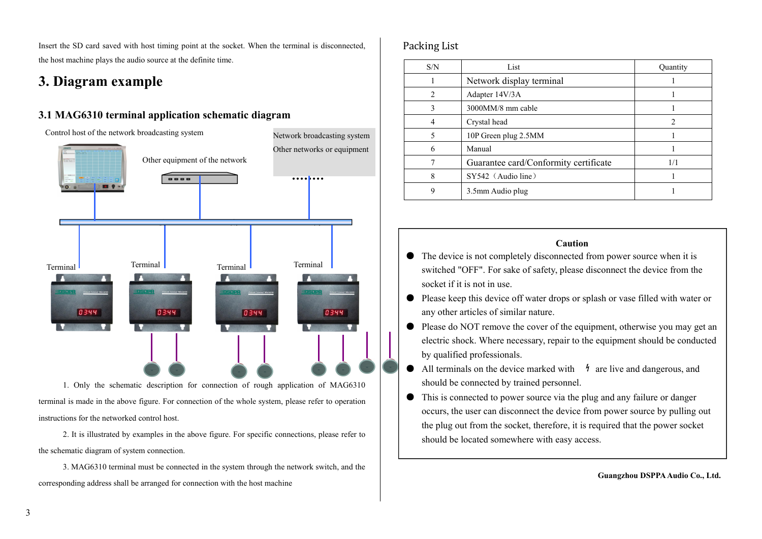Insert the SD card saved with host timing point at the socket. When the terminal is disconnected, the host machine plays the audio source at the definite time.

# 3. Diagram example

## 3.1 MAG6310 terminal application schematic diagram

Control host of the network broadcasting system

Other equipment of the network

Network broadcasting system
Other networks or equipment

Terminal

Terminal

Terminal

Terminal

1. Only the schematic description for connection of rough application of MAG6310 terminal is made in the above figure. For connection of the whole system, please refer to operation instructions for the networked control host.

2. It is illustrated by examples in the above figure. For specific connections, please refer to the schematic diagram of system connection.

3. MAG6310 terminal must be connected in the system through the network switch, and the corresponding address shall be arranged for connection with the host machine

## Packing List

| S/N | List | Quantity |
|---|---|---|
| 1 | Network display terminal | 1 |
| 2 | Adapter 14V/3A | 1 |
| 3 | 3000MM/8 mm cable | 1 |
| 4 | Crystal head | 2 |
| 5 | 10P Green plug 2.5MM | 1 |
| 6 | Manual | 1 |
| 7 | Guarantee card/Conformity certificate | 1/1 |
| 8 | SY542（Audio line） | 1 |
| 9 | 3.5mm Audio plug | 1 |

**Caution**

- The device is not completely disconnected from power source when it is switched "OFF". For sake of safety, please disconnect the device from the socket if it is not in use.
- Please keep this device off water drops or splash or vase filled with water or any other articles of similar nature.
- Please do NOT remove the cover of the equipment, otherwise you may get an electric shock. Where necessary, repair to the equipment should be conducted by qualified professionals.
- All terminals on the device marked with ϟ are live and dangerous, and should be connected by trained personnel.
- This is connected to power source via the plug and any failure or danger occurs, the user can disconnect the device from power source by pulling out the plug out from the socket, therefore, it is required that the power socket should be located somewhere with easy access.

**Guangzhou DSPPA Audio Co., Ltd.**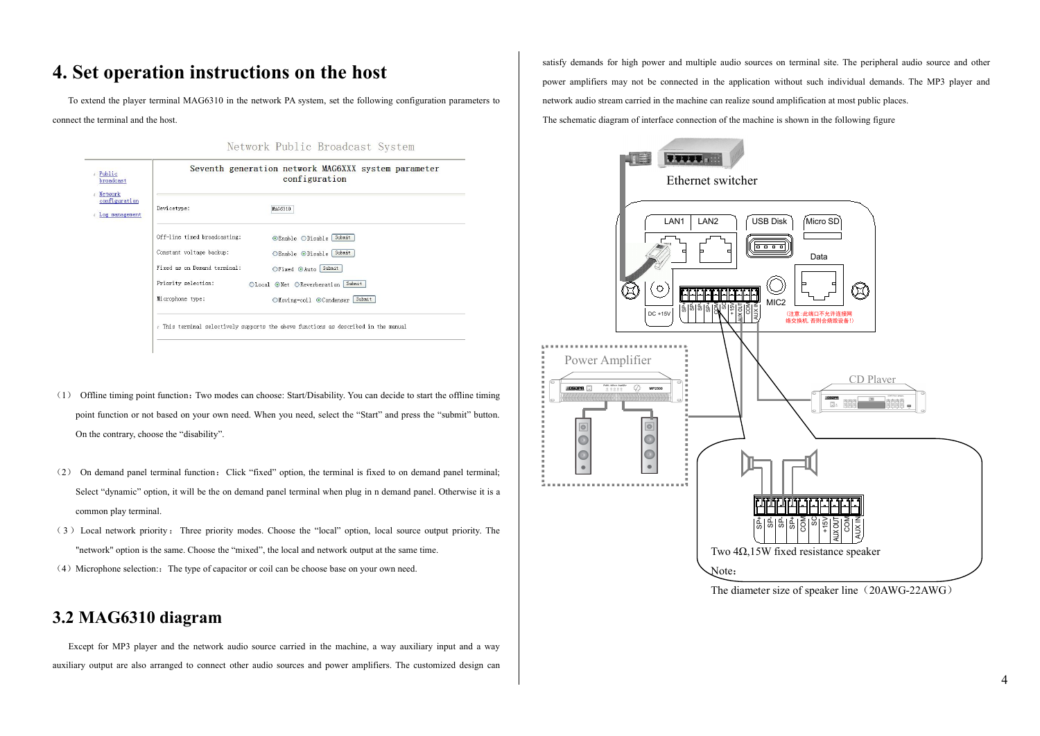# 4. Set operation instructions on the host

To extend the player terminal MAG6310 in the network PA system, set the following configuration parameters to connect the terminal and the host.

Network Public Broadcast System

- Public broadcast
- Network configuration
- Log management

Seventh generation network MAG6XXX system parameter configuration

| | | |
|---|---|---|
| Devicetype: | MAG6310 | |
| Off-line timed broadcasting: | ⦿Enable ○Disable | Submit |
| Constant voltage backup: | ○Enable ⦿Disable | Submit |
| Fixed as on Demand terminal: | ○Fixed ⦿Auto | Submit |
| Priority selection: | ○Local ⦿Net ○Reverberation | Submit |
| Microphone type: | ○Moving-coil ⦿Condenser | Submit |

This terminal selectively supports the above functions as described in the manual

（1） Offline timing point function：Two modes can choose: Start/Disability. You can decide to start the offline timing point function or not based on your own need. When you need, select the “Start” and press the “submit” button. On the contrary, choose the “disability”.

（2） On demand panel terminal function： Click “fixed” option, the terminal is fixed to on demand panel terminal; Select “dynamic” option, it will be the on demand panel terminal when plug in n demand panel. Otherwise it is a common play terminal.

（3） Local network priority： Three priority modes. Choose the “local” option, local source output priority. The "network" option is the same. Choose the “mixed”, the local and network output at the same time.

（4）Microphone selection:：The type of capacitor or coil can be choose base on your own need.

## 3.2 MAG6310 diagram

Except for MP3 player and the network audio source carried in the machine, a way auxiliary input and a way auxiliary output are also arranged to connect other audio sources and power amplifiers. The customized design can satisfy demands for high power and multiple audio sources on terminal site. The peripheral audio source and other power amplifiers may not be connected in the application without such individual demands. The MP3 player and network audio stream carried in the machine can realize sound amplification at most public places.

The schematic diagram of interface connection of the machine is shown in the following figure

Ethernet switcher

LAN1 LAN2 USB Disk Micro SD

Data

DC +15V SP+ SP- SP- SP+ COM SC +15V AUX OUT COM AUX IN MIC2

（注意：此端口不允许连接网络交换机，否则会损坏设备!）

Power Amplifier

CD Player

SP+ SP- SP- SP+ COM SC +15V AUX OUT COM AUX IN

Two 4Ω,15W fixed resistance speaker

Note：

The diameter size of speaker line（20AWG-22AWG）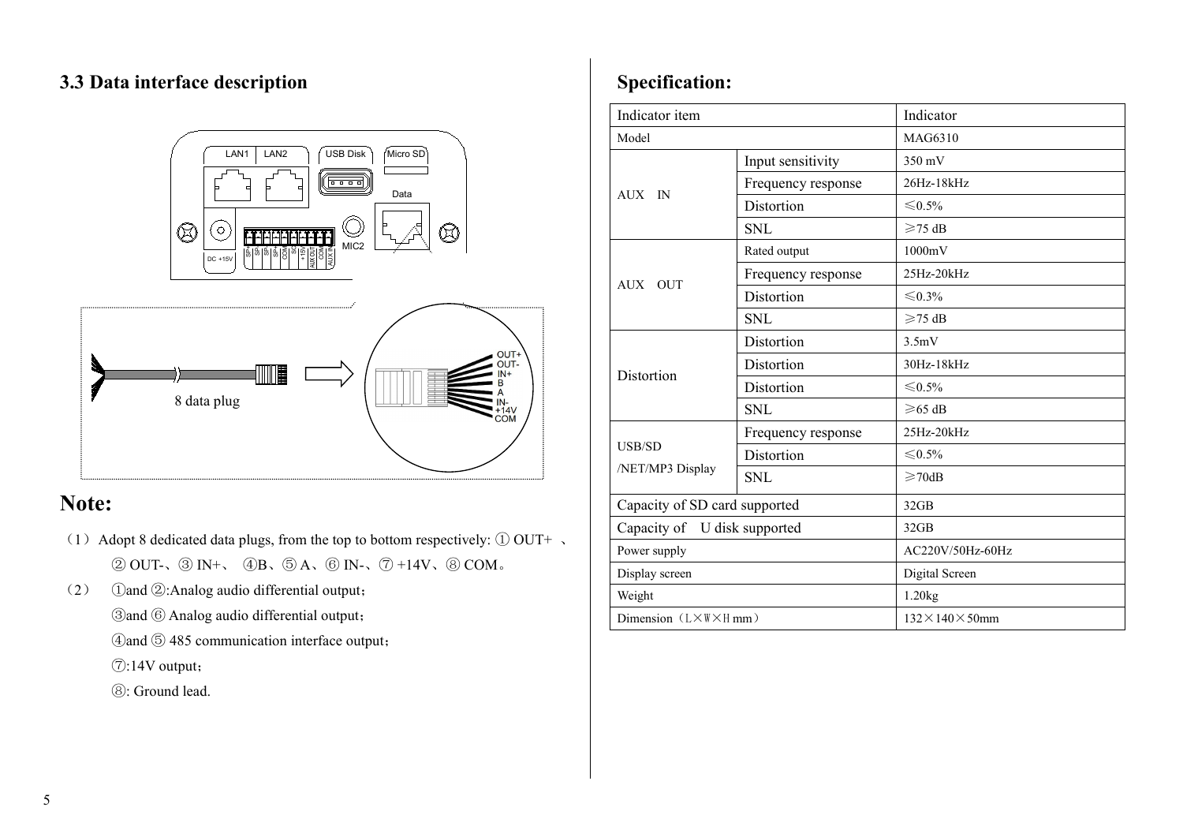## 3.3 Data interface description

LAN1 LAN2 USB Disk Micro SD

Data

DC +15V

MIC2

OUT+
OUT-
IN+
B
A
IN-
+14V
COM

8 data plug

## Note:

（1）Adopt 8 dedicated data plugs, from the top to bottom respectively: ① OUT+ 、② OUT-、③ IN+、 ④B、⑤ A、⑥ IN-、⑦ +14V、⑧ COM。

（2） ①and ②:Analog audio differential output；

③and ⑥ Analog audio differential output；

④and ⑤ 485 communication interface output；

⑦:14V output；

⑧: Ground lead.

## Specification:

| Indicator item | | Indicator |
|---|---|---|
| Model | | MAG6310 |
| AUX IN | Input sensitivity | 350 mV |
| | Frequency response | 26Hz-18kHz |
| | Distortion | ≤0.5% |
| | SNL | ≥75 dB |
| AUX OUT | Rated output | 1000mV |
| | Frequency response | 25Hz-20kHz |
| | Distortion | ≤0.3% |
| | SNL | ≥75 dB |
| Distortion | Distortion | 3.5mV |
| | Distortion | 30Hz-18kHz |
| | Distortion | ≤0.5% |
| | SNL | ≥65 dB |
| USB/SD /NET/MP3 Display | Frequency response | 25Hz-20kHz |
| | Distortion | ≤0.5% |
| | SNL | ≥70dB |
| Capacity of SD card supported | | 32GB |
| Capacity of U disk supported | | 32GB |
| Power supply | | AC220V/50Hz-60Hz |
| Display screen | | Digital Screen |
| Weight | | 1.20kg |
| Dimension（L×W×H mm） | | 132×140×50mm |